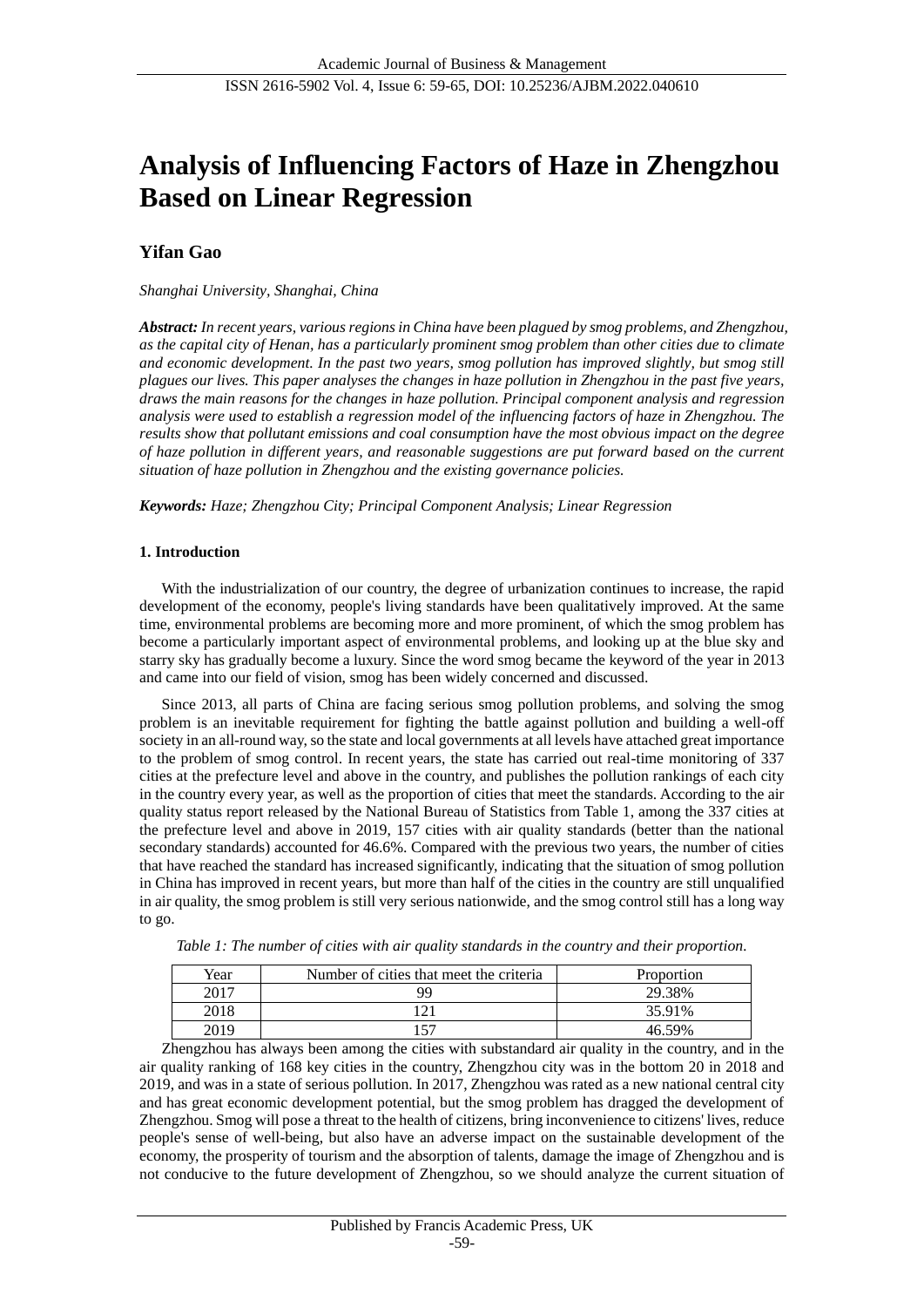# Analysis of Influencing Factors of Haze in Zhengzhou Based on Linear Regression

**Yifan Gao**

*Shanghai University, Shanghai, China*

***Abstract:*** *In recent years, various regions in China have been plagued by smog problems, and Zhengzhou, as the capital city of Henan, has a particularly prominent smog problem than other cities due to climate and economic development. In the past two years, smog pollution has improved slightly, but smog still plagues our lives. This paper analyses the changes in haze pollution in Zhengzhou in the past five years, draws the main reasons for the changes in haze pollution. Principal component analysis and regression analysis were used to establish a regression model of the influencing factors of haze in Zhengzhou. The results show that pollutant emissions and coal consumption have the most obvious impact on the degree of haze pollution in different years, and reasonable suggestions are put forward based on the current situation of haze pollution in Zhengzhou and the existing governance policies.*

***Keywords:*** *Haze; Zhengzhou City; Principal Component Analysis; Linear Regression*

## 1. Introduction

With the industrialization of our country, the degree of urbanization continues to increase, the rapid development of the economy, people's living standards have been qualitatively improved. At the same time, environmental problems are becoming more and more prominent, of which the smog problem has become a particularly important aspect of environmental problems, and looking up at the blue sky and starry sky has gradually become a luxury. Since the word smog became the keyword of the year in 2013 and came into our field of vision, smog has been widely concerned and discussed.

Since 2013, all parts of China are facing serious smog pollution problems, and solving the smog problem is an inevitable requirement for fighting the battle against pollution and building a well-off society in an all-round way, so the state and local governments at all levels have attached great importance to the problem of smog control. In recent years, the state has carried out real-time monitoring of 337 cities at the prefecture level and above in the country, and publishes the pollution rankings of each city in the country every year, as well as the proportion of cities that meet the standards. According to the air quality status report released by the National Bureau of Statistics from Table 1, among the 337 cities at the prefecture level and above in 2019, 157 cities with air quality standards (better than the national secondary standards) accounted for 46.6%. Compared with the previous two years, the number of cities that have reached the standard has increased significantly, indicating that the situation of smog pollution in China has improved in recent years, but more than half of the cities in the country are still unqualified in air quality, the smog problem is still very serious nationwide, and the smog control still has a long way to go.

*Table 1: The number of cities with air quality standards in the country and their proportion.*

| Year | Number of cities that meet the criteria | Proportion |
|---|---|---|
| 2017 | 99 | 29.38% |
| 2018 | 121 | 35.91% |
| 2019 | 157 | 46.59% |

Zhengzhou has always been among the cities with substandard air quality in the country, and in the air quality ranking of 168 key cities in the country, Zhengzhou city was in the bottom 20 in 2018 and 2019, and was in a state of serious pollution. In 2017, Zhengzhou was rated as a new national central city and has great economic development potential, but the smog problem has dragged the development of Zhengzhou. Smog will pose a threat to the health of citizens, bring inconvenience to citizens' lives, reduce people's sense of well-being, but also have an adverse impact on the sustainable development of the economy, the prosperity of tourism and the absorption of talents, damage the image of Zhengzhou and is not conducive to the future development of Zhengzhou, so we should analyze the current situation of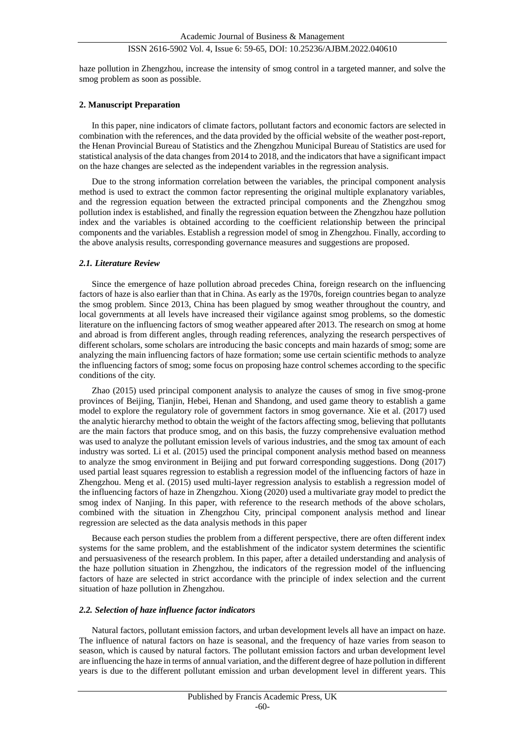haze pollution in Zhengzhou, increase the intensity of smog control in a targeted manner, and solve the smog problem as soon as possible.

## 2. Manuscript Preparation

In this paper, nine indicators of climate factors, pollutant factors and economic factors are selected in combination with the references, and the data provided by the official website of the weather post-report, the Henan Provincial Bureau of Statistics and the Zhengzhou Municipal Bureau of Statistics are used for statistical analysis of the data changes from 2014 to 2018, and the indicators that have a significant impact on the haze changes are selected as the independent variables in the regression analysis.

Due to the strong information correlation between the variables, the principal component analysis method is used to extract the common factor representing the original multiple explanatory variables, and the regression equation between the extracted principal components and the Zhengzhou smog pollution index is established, and finally the regression equation between the Zhengzhou haze pollution index and the variables is obtained according to the coefficient relationship between the principal components and the variables. Establish a regression model of smog in Zhengzhou. Finally, according to the above analysis results, corresponding governance measures and suggestions are proposed.

### *2.1. Literature Review*

Since the emergence of haze pollution abroad precedes China, foreign research on the influencing factors of haze is also earlier than that in China. As early as the 1970s, foreign countries began to analyze the smog problem. Since 2013, China has been plagued by smog weather throughout the country, and local governments at all levels have increased their vigilance against smog problems, so the domestic literature on the influencing factors of smog weather appeared after 2013. The research on smog at home and abroad is from different angles, through reading references, analyzing the research perspectives of different scholars, some scholars are introducing the basic concepts and main hazards of smog; some are analyzing the main influencing factors of haze formation; some use certain scientific methods to analyze the influencing factors of smog; some focus on proposing haze control schemes according to the specific conditions of the city.

Zhao (2015) used principal component analysis to analyze the causes of smog in five smog-prone provinces of Beijing, Tianjin, Hebei, Henan and Shandong, and used game theory to establish a game model to explore the regulatory role of government factors in smog governance. Xie et al. (2017) used the analytic hierarchy method to obtain the weight of the factors affecting smog, believing that pollutants are the main factors that produce smog, and on this basis, the fuzzy comprehensive evaluation method was used to analyze the pollutant emission levels of various industries, and the smog tax amount of each industry was sorted. Li et al. (2015) used the principal component analysis method based on meanness to analyze the smog environment in Beijing and put forward corresponding suggestions. Dong (2017) used partial least squares regression to establish a regression model of the influencing factors of haze in Zhengzhou. Meng et al. (2015) used multi-layer regression analysis to establish a regression model of the influencing factors of haze in Zhengzhou. Xiong (2020) used a multivariate gray model to predict the smog index of Nanjing. In this paper, with reference to the research methods of the above scholars, combined with the situation in Zhengzhou City, principal component analysis method and linear regression are selected as the data analysis methods in this paper

Because each person studies the problem from a different perspective, there are often different index systems for the same problem, and the establishment of the indicator system determines the scientific and persuasiveness of the research problem. In this paper, after a detailed understanding and analysis of the haze pollution situation in Zhengzhou, the indicators of the regression model of the influencing factors of haze are selected in strict accordance with the principle of index selection and the current situation of haze pollution in Zhengzhou.

### *2.2. Selection of haze influence factor indicators*

Natural factors, pollutant emission factors, and urban development levels all have an impact on haze. The influence of natural factors on haze is seasonal, and the frequency of haze varies from season to season, which is caused by natural factors. The pollutant emission factors and urban development level are influencing the haze in terms of annual variation, and the different degree of haze pollution in different years is due to the different pollutant emission and urban development level in different years. This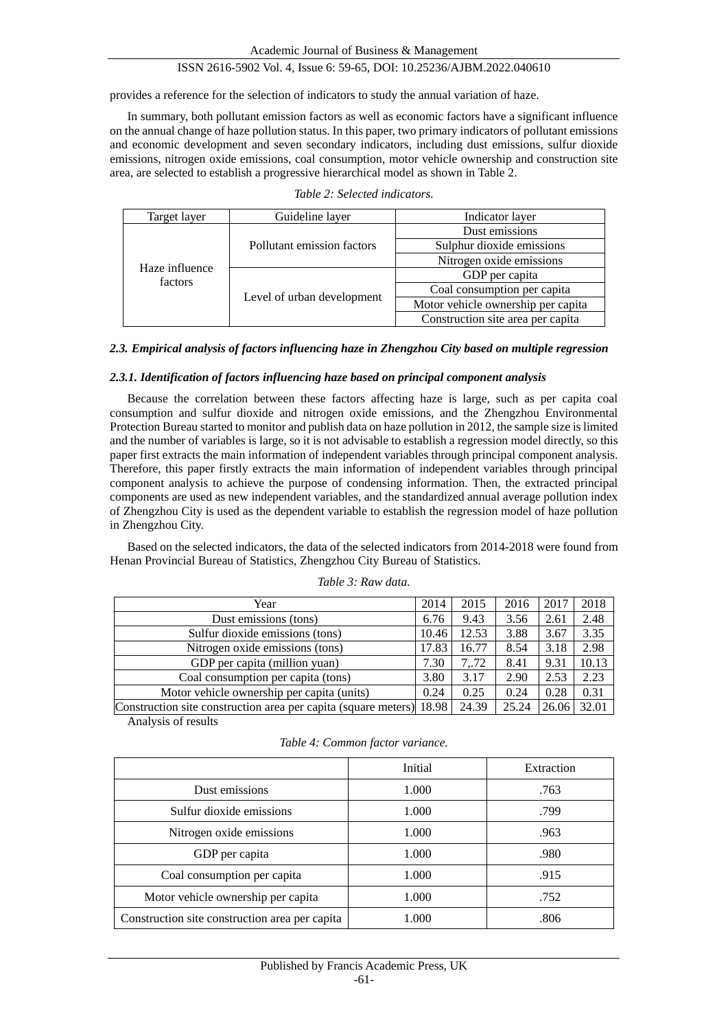provides a reference for the selection of indicators to study the annual variation of haze.

In summary, both pollutant emission factors as well as economic factors have a significant influence on the annual change of haze pollution status. In this paper, two primary indicators of pollutant emissions and economic development and seven secondary indicators, including dust emissions, sulfur dioxide emissions, nitrogen oxide emissions, coal consumption, motor vehicle ownership and construction site area, are selected to establish a progressive hierarchical model as shown in Table 2.

*Table 2: Selected indicators.*

| Target layer | Guideline layer | Indicator layer |
| --- | --- | --- |
| Haze influence factors | Pollutant emission factors | Dust emissions |
| | | Sulphur dioxide emissions |
| | | Nitrogen oxide emissions |
| | Level of urban development | GDP per capita |
| | | Coal consumption per capita |
| | | Motor vehicle ownership per capita |
| | | Construction site area per capita |

### *2.3. Empirical analysis of factors influencing haze in Zhengzhou City based on multiple regression*

#### *2.3.1. Identification of factors influencing haze based on principal component analysis*

Because the correlation between these factors affecting haze is large, such as per capita coal consumption and sulfur dioxide and nitrogen oxide emissions, and the Zhengzhou Environmental Protection Bureau started to monitor and publish data on haze pollution in 2012, the sample size is limited and the number of variables is large, so it is not advisable to establish a regression model directly, so this paper first extracts the main information of independent variables through principal component analysis. Therefore, this paper firstly extracts the main information of independent variables through principal component analysis to achieve the purpose of condensing information. Then, the extracted principal components are used as new independent variables, and the standardized annual average pollution index of Zhengzhou City is used as the dependent variable to establish the regression model of haze pollution in Zhengzhou City.

Based on the selected indicators, the data of the selected indicators from 2014-2018 were found from Henan Provincial Bureau of Statistics, Zhengzhou City Bureau of Statistics.

*Table 3: Raw data.*

| Year | 2014 | 2015 | 2016 | 2017 | 2018 |
| --- | --- | --- | --- | --- | --- |
| Dust emissions (tons) | 6.76 | 9.43 | 3.56 | 2.61 | 2.48 |
| Sulfur dioxide emissions (tons) | 10.46 | 12.53 | 3.88 | 3.67 | 3.35 |
| Nitrogen oxide emissions (tons) | 17.83 | 16.77 | 8.54 | 3.18 | 2.98 |
| GDP per capita (million yuan) | 7.30 | 7,.72 | 8.41 | 9.31 | 10.13 |
| Coal consumption per capita (tons) | 3.80 | 3.17 | 2.90 | 2.53 | 2.23 |
| Motor vehicle ownership per capita (units) | 0.24 | 0.25 | 0.24 | 0.28 | 0.31 |
| Construction site construction area per capita (square meters) | 18.98 | 24.39 | 25.24 | 26.06 | 32.01 |

Analysis of results

*Table 4: Common factor variance.*

| | Initial | Extraction |
| --- | --- | --- |
| Dust emissions | 1.000 | .763 |
| Sulfur dioxide emissions | 1.000 | .799 |
| Nitrogen oxide emissions | 1.000 | .963 |
| GDP per capita | 1.000 | .980 |
| Coal consumption per capita | 1.000 | .915 |
| Motor vehicle ownership per capita | 1.000 | .752 |
| Construction site construction area per capita | 1.000 | .806 |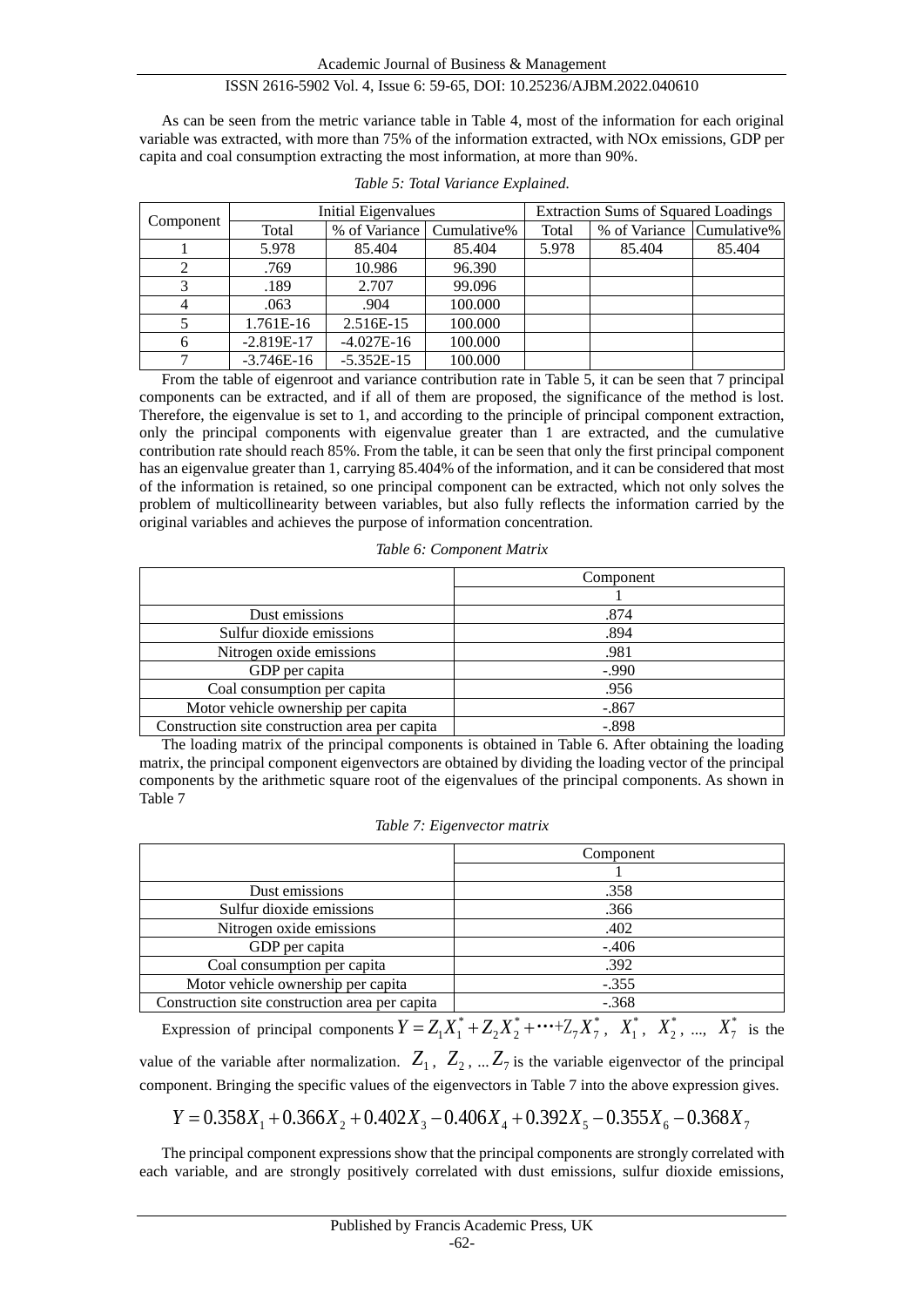As can be seen from the metric variance table in Table 4, most of the information for each original variable was extracted, with more than 75% of the information extracted, with NOx emissions, GDP per capita and coal consumption extracting the most information, at more than 90%.

*Table 5: Total Variance Explained.*

| Component | Initial Eigenvalues | | | Extraction Sums of Squared Loadings | | |
|---|---|---|---|---|---|---|
| | Total | % of Variance | Cumulative% | Total | % of Variance | Cumulative% |
| 1 | 5.978 | 85.404 | 85.404 | 5.978 | 85.404 | 85.404 |
| 2 | .769 | 10.986 | 96.390 | | | |
| 3 | .189 | 2.707 | 99.096 | | | |
| 4 | .063 | .904 | 100.000 | | | |
| 5 | 1.761E-16 | 2.516E-15 | 100.000 | | | |
| 6 | -2.819E-17 | -4.027E-16 | 100.000 | | | |
| 7 | -3.746E-16 | -5.352E-15 | 100.000 | | | |

From the table of eigenroot and variance contribution rate in Table 5, it can be seen that 7 principal components can be extracted, and if all of them are proposed, the significance of the method is lost. Therefore, the eigenvalue is set to 1, and according to the principle of principal component extraction, only the principal components with eigenvalue greater than 1 are extracted, and the cumulative contribution rate should reach 85%. From the table, it can be seen that only the first principal component has an eigenvalue greater than 1, carrying 85.404% of the information, and it can be considered that most of the information is retained, so one principal component can be extracted, which not only solves the problem of multicollinearity between variables, but also fully reflects the information carried by the original variables and achieves the purpose of information concentration.

*Table 6: Component Matrix*

| | Component |
|---|---|
| | 1 |
| Dust emissions | .874 |
| Sulfur dioxide emissions | .894 |
| Nitrogen oxide emissions | .981 |
| GDP per capita | -.990 |
| Coal consumption per capita | .956 |
| Motor vehicle ownership per capita | -.867 |
| Construction site construction area per capita | -.898 |

The loading matrix of the principal components is obtained in Table 6. After obtaining the loading matrix, the principal component eigenvectors are obtained by dividing the loading vector of the principal components by the arithmetic square root of the eigenvalues of the principal components. As shown in Table 7

*Table 7: Eigenvector matrix*

| | Component |
|---|---|
| | 1 |
| Dust emissions | .358 |
| Sulfur dioxide emissions | .366 |
| Nitrogen oxide emissions | .402 |
| GDP per capita | -.406 |
| Coal consumption per capita | .392 |
| Motor vehicle ownership per capita | -.355 |
| Construction site construction area per capita | -.368 |

Expression of principal components $Y = Z_1X_1^* + Z_2X_2^* + \cdots + Z_7X_7^*$, $X_1^*$, $X_2^*$, ..., $X_7^*$ is the value of the variable after normalization. $Z_1$, $Z_2$, ... $Z_7$ is the variable eigenvector of the principal component. Bringing the specific values of the eigenvectors in Table 7 into the above expression gives.

$$Y = 0.358X_1 + 0.366X_2 + 0.402X_3 - 0.406X_4 + 0.392X_5 - 0.355X_6 - 0.368X_7$$

The principal component expressions show that the principal components are strongly correlated with each variable, and are strongly positively correlated with dust emissions, sulfur dioxide emissions,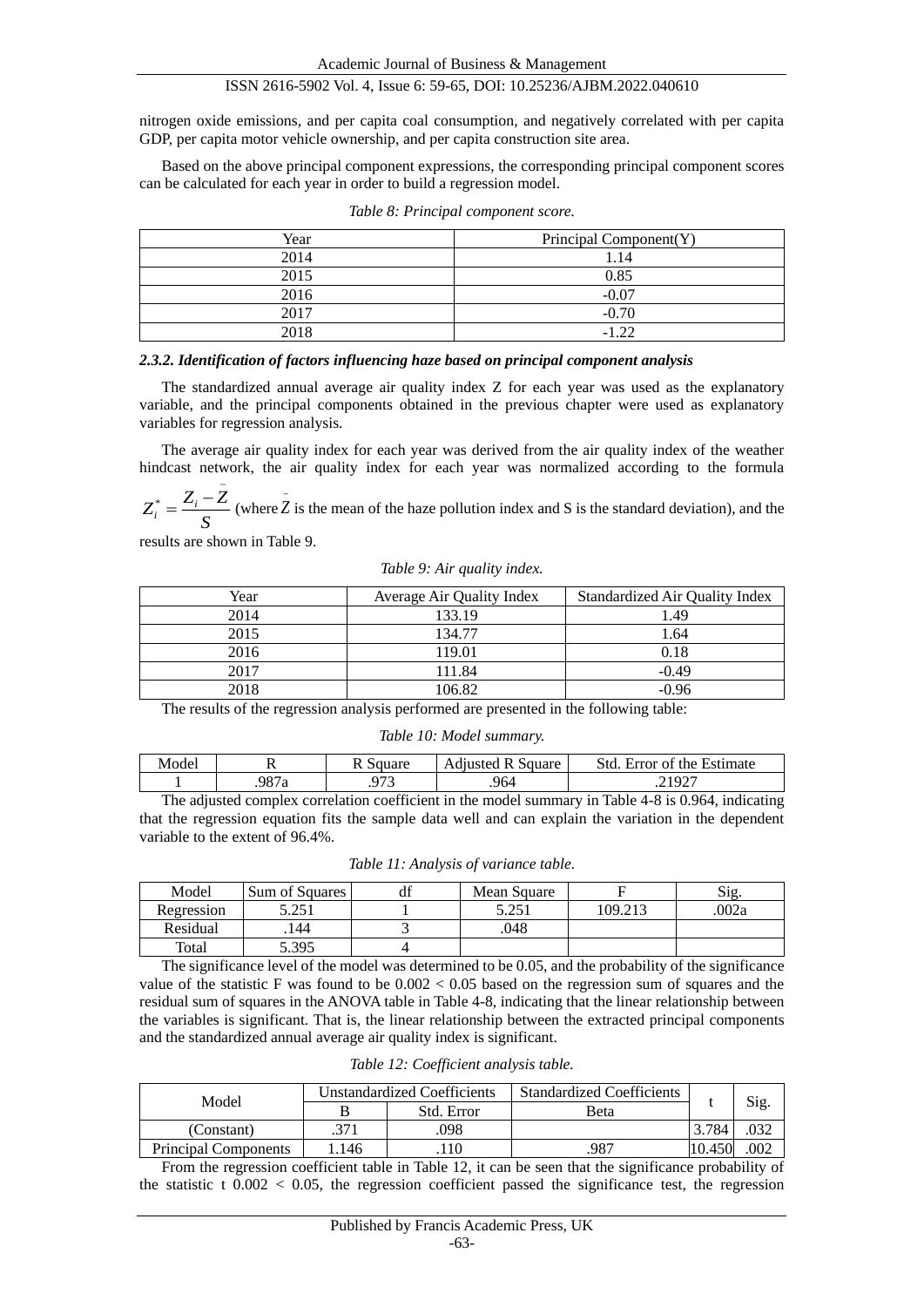nitrogen oxide emissions, and per capita coal consumption, and negatively correlated with per capita GDP, per capita motor vehicle ownership, and per capita construction site area.

Based on the above principal component expressions, the corresponding principal component scores can be calculated for each year in order to build a regression model.

*Table 8: Principal component score.*

| Year | Principal Component(Y) |
|---|---|
| 2014 | 1.14 |
| 2015 | 0.85 |
| 2016 | -0.07 |
| 2017 | -0.70 |
| 2018 | -1.22 |

#### *2.3.2. Identification of factors influencing haze based on principal component analysis*

The standardized annual average air quality index Z for each year was used as the explanatory variable, and the principal components obtained in the previous chapter were used as explanatory variables for regression analysis.

The average air quality index for each year was derived from the air quality index of the weather hindcast network, the air quality index for each year was normalized according to the formula $Z_i^* = \frac{Z_i - \bar{Z}}{S}$ (where $\bar{Z}$ is the mean of the haze pollution index and S is the standard deviation), and the results are shown in Table 9.

*Table 9: Air quality index.*

| Year | Average Air Quality Index | Standardized Air Quality Index |
|---|---|---|
| 2014 | 133.19 | 1.49 |
| 2015 | 134.77 | 1.64 |
| 2016 | 119.01 | 0.18 |
| 2017 | 111.84 | -0.49 |
| 2018 | 106.82 | -0.96 |

The results of the regression analysis performed are presented in the following table:

*Table 10: Model summary.*

| Model | R | R Square | Adjusted R Square | Std. Error of the Estimate |
|---|---|---|---|---|
| 1 | .987a | .973 | .964 | .21927 |

The adjusted complex correlation coefficient in the model summary in Table 4-8 is 0.964, indicating that the regression equation fits the sample data well and can explain the variation in the dependent variable to the extent of 96.4%.

*Table 11: Analysis of variance table.*

| Model | Sum of Squares | df | Mean Square | F | Sig. |
|---|---|---|---|---|---|
| Regression | 5.251 | 1 | 5.251 | 109.213 | .002a |
| Residual | .144 | 3 | .048 | | |
| Total | 5.395 | 4 | | | |

The significance level of the model was determined to be 0.05, and the probability of the significance value of the statistic F was found to be $0.002 < 0.05$ based on the regression sum of squares and the residual sum of squares in the ANOVA table in Table 4-8, indicating that the linear relationship between the variables is significant. That is, the linear relationship between the extracted principal components and the standardized annual average air quality index is significant.

*Table 12: Coefficient analysis table.*

| Model | Unstandardized Coefficients | | Standardized Coefficients | t | Sig. |
|---|---|---|---|---|---|
| | B | Std. Error | Beta | | |
| (Constant) | .371 | .098 | | 3.784 | .032 |
| Principal Components | 1.146 | .110 | .987 | 10.450 | .002 |

From the regression coefficient table in Table 12, it can be seen that the significance probability of the statistic t $0.002 < 0.05$, the regression coefficient passed the significance test, the regression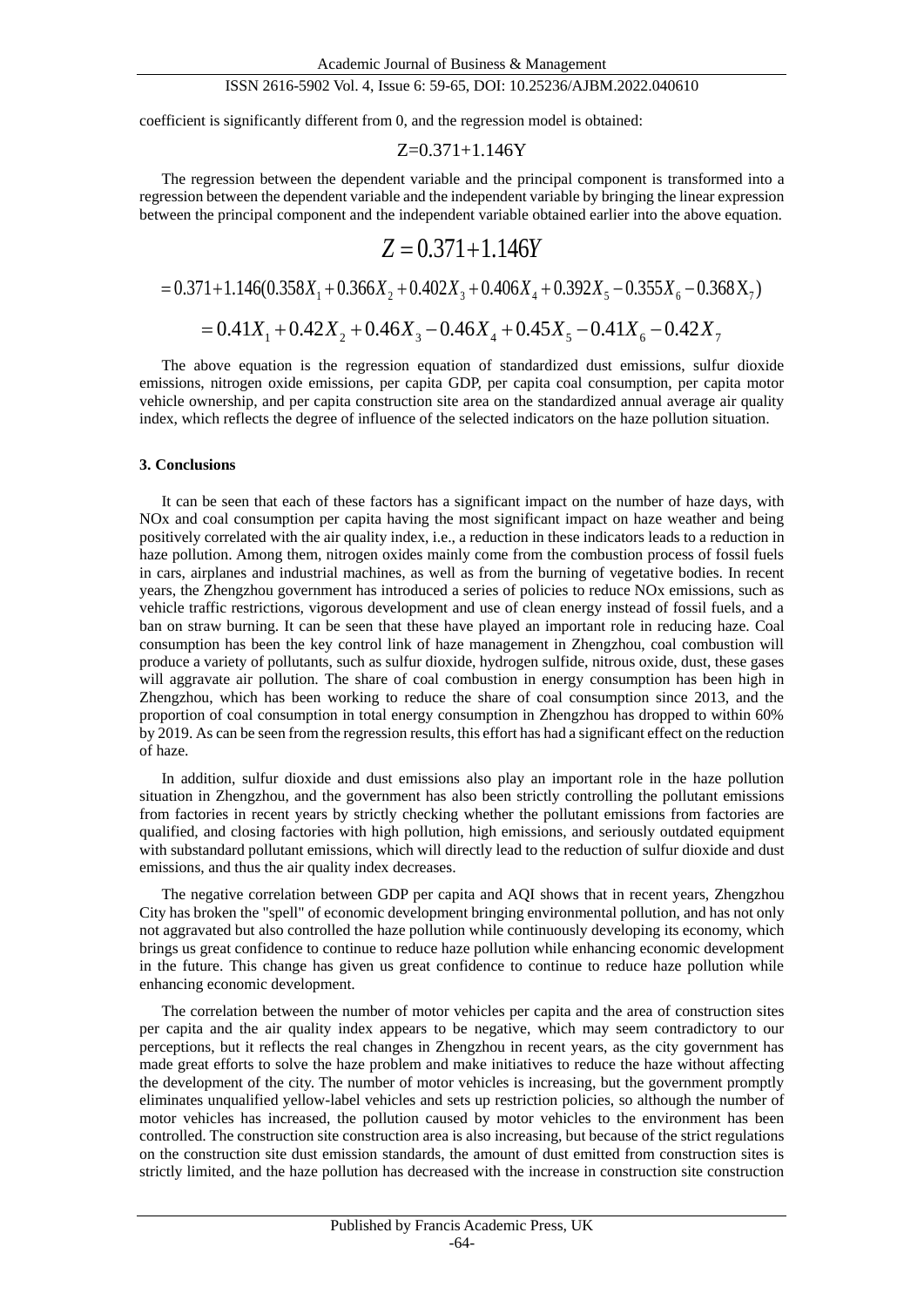coefficient is significantly different from 0, and the regression model is obtained:

$$Z=0.371+1.146Y$$

The regression between the dependent variable and the principal component is transformed into a regression between the dependent variable and the independent variable by bringing the linear expression between the principal component and the independent variable obtained earlier into the above equation.

$$Z = 0.371+1.146Y$$

$$= 0.371+1.146(0.358X_1 + 0.366X_2 + 0.402X_3 + 0.406X_4 + 0.392X_5 - 0.355X_6 - 0.368X_7)$$

$$= 0.41X_1 + 0.42X_2 + 0.46X_3 - 0.46X_4 + 0.45X_5 - 0.41X_6 - 0.42X_7$$

The above equation is the regression equation of standardized dust emissions, sulfur dioxide emissions, nitrogen oxide emissions, per capita GDP, per capita coal consumption, per capita motor vehicle ownership, and per capita construction site area on the standardized annual average air quality index, which reflects the degree of influence of the selected indicators on the haze pollution situation.

## 3. Conclusions

It can be seen that each of these factors has a significant impact on the number of haze days, with NOx and coal consumption per capita having the most significant impact on haze weather and being positively correlated with the air quality index, i.e., a reduction in these indicators leads to a reduction in haze pollution. Among them, nitrogen oxides mainly come from the combustion process of fossil fuels in cars, airplanes and industrial machines, as well as from the burning of vegetative bodies. In recent years, the Zhengzhou government has introduced a series of policies to reduce NOx emissions, such as vehicle traffic restrictions, vigorous development and use of clean energy instead of fossil fuels, and a ban on straw burning. It can be seen that these have played an important role in reducing haze. Coal consumption has been the key control link of haze management in Zhengzhou, coal combustion will produce a variety of pollutants, such as sulfur dioxide, hydrogen sulfide, nitrous oxide, dust, these gases will aggravate air pollution. The share of coal combustion in energy consumption has been high in Zhengzhou, which has been working to reduce the share of coal consumption since 2013, and the proportion of coal consumption in total energy consumption in Zhengzhou has dropped to within 60% by 2019. As can be seen from the regression results, this effort has had a significant effect on the reduction of haze.

In addition, sulfur dioxide and dust emissions also play an important role in the haze pollution situation in Zhengzhou, and the government has also been strictly controlling the pollutant emissions from factories in recent years by strictly checking whether the pollutant emissions from factories are qualified, and closing factories with high pollution, high emissions, and seriously outdated equipment with substandard pollutant emissions, which will directly lead to the reduction of sulfur dioxide and dust emissions, and thus the air quality index decreases.

The negative correlation between GDP per capita and AQI shows that in recent years, Zhengzhou City has broken the "spell" of economic development bringing environmental pollution, and has not only not aggravated but also controlled the haze pollution while continuously developing its economy, which brings us great confidence to continue to reduce haze pollution while enhancing economic development in the future. This change has given us great confidence to continue to reduce haze pollution while enhancing economic development.

The correlation between the number of motor vehicles per capita and the area of construction sites per capita and the air quality index appears to be negative, which may seem contradictory to our perceptions, but it reflects the real changes in Zhengzhou in recent years, as the city government has made great efforts to solve the haze problem and make initiatives to reduce the haze without affecting the development of the city. The number of motor vehicles is increasing, but the government promptly eliminates unqualified yellow-label vehicles and sets up restriction policies, so although the number of motor vehicles has increased, the pollution caused by motor vehicles to the environment has been controlled. The construction site construction area is also increasing, but because of the strict regulations on the construction site dust emission standards, the amount of dust emitted from construction sites is strictly limited, and the haze pollution has decreased with the increase in construction site construction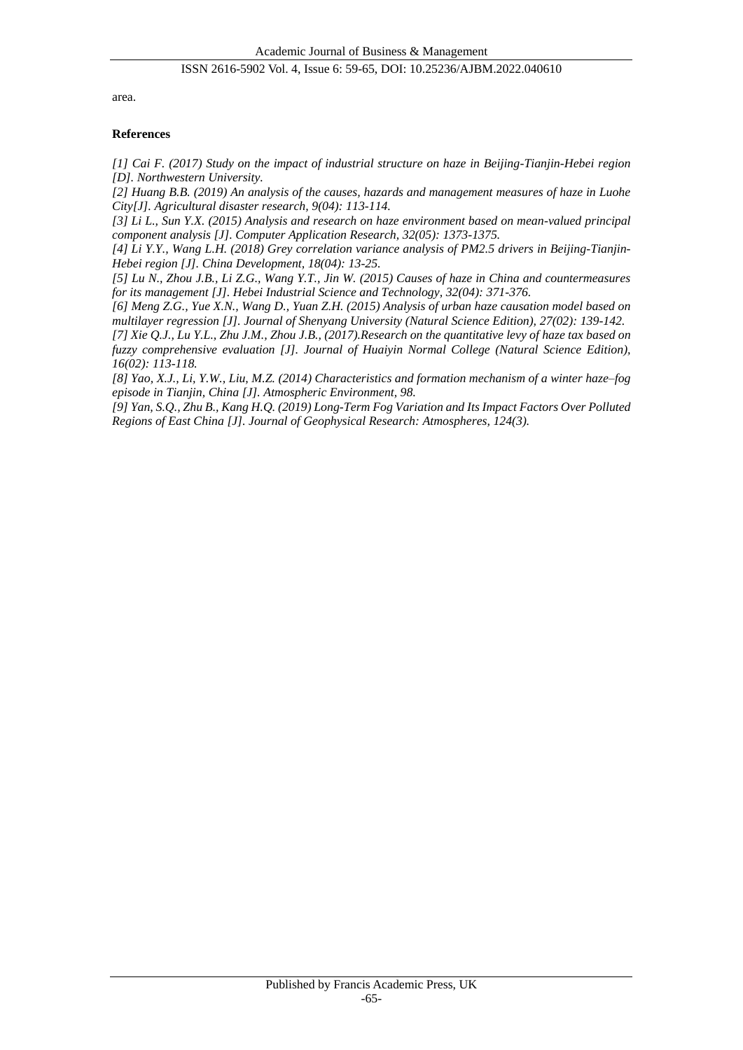area.

## References

*[1] Cai F. (2017) Study on the impact of industrial structure on haze in Beijing-Tianjin-Hebei region [D]. Northwestern University.*

*[2] Huang B.B. (2019) An analysis of the causes, hazards and management measures of haze in Luohe City[J]. Agricultural disaster research, 9(04): 113-114.*

*[3] Li L., Sun Y.X. (2015) Analysis and research on haze environment based on mean-valued principal component analysis [J]. Computer Application Research, 32(05): 1373-1375.*

*[4] Li Y.Y., Wang L.H. (2018) Grey correlation variance analysis of PM2.5 drivers in Beijing-Tianjin-Hebei region [J]. China Development, 18(04): 13-25.*

*[5] Lu N., Zhou J.B., Li Z.G., Wang Y.T., Jin W. (2015) Causes of haze in China and countermeasures for its management [J]. Hebei Industrial Science and Technology, 32(04): 371-376.*

*[6] Meng Z.G., Yue X.N., Wang D., Yuan Z.H. (2015) Analysis of urban haze causation model based on multilayer regression [J]. Journal of Shenyang University (Natural Science Edition), 27(02): 139-142.*

*[7] Xie Q.J., Lu Y.L., Zhu J.M., Zhou J.B., (2017).Research on the quantitative levy of haze tax based on fuzzy comprehensive evaluation [J]. Journal of Huaiyin Normal College (Natural Science Edition), 16(02): 113-118.*

*[8] Yao, X.J., Li, Y.W., Liu, M.Z. (2014) Characteristics and formation mechanism of a winter haze–fog episode in Tianjin, China [J]. Atmospheric Environment, 98.*

*[9] Yan, S.Q., Zhu B., Kang H.Q. (2019) Long-Term Fog Variation and Its Impact Factors Over Polluted Regions of East China [J]. Journal of Geophysical Research: Atmospheres, 124(3).*